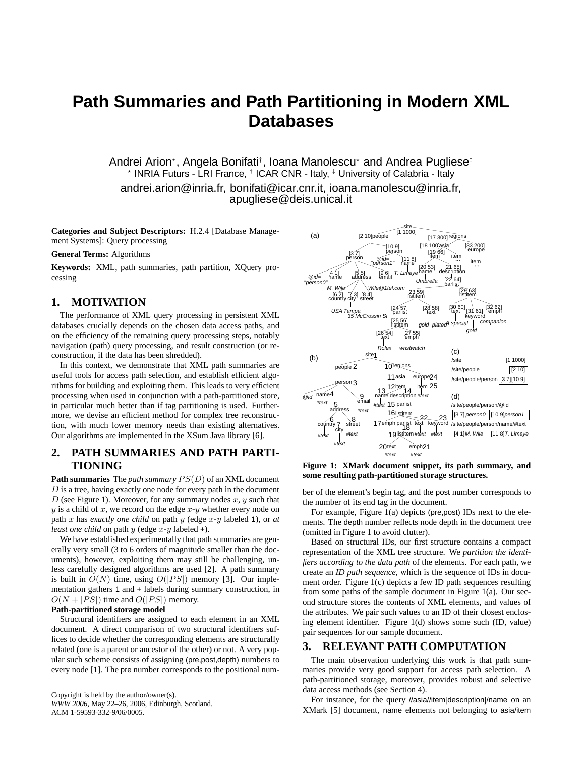# Path Summaries and Path Partitioning in Modern XML Databases

Andrei Arion*, Angela Bonifati†, Ioana Manolescu* and Andrea Pugliese‡

* INRIA Futurs - LRI France, † ICAR CNR - Italy, ‡ University of Calabria - Italy

andrei.arion@inria.fr, bonifati@icar.cnr.it, ioana.manolescu@inria.fr, apugliese@deis.unical.it

**Categories and Subject Descriptors:** H.2.4 [Database Management Systems]: Query processing

**General Terms:** Algorithms

**Keywords:** XML, path summaries, path partition, XQuery processing

## 1. MOTIVATION

The performance of XML query processing in persistent XML databases crucially depends on the chosen data access paths, and on the efficiency of the remaining query processing steps, notably navigation (path) query processing, and result construction (or reconstruction, if the data has been shredded).

In this context, we demonstrate that XML path summaries are useful tools for access path selection, and establish efficient algorithms for building and exploiting them. This leads to very efficient processing when used in conjunction with a path-partitioned store, in particular much better than if tag partitioning is used. Furthermore, we devise an efficient method for complex tree reconstruction, with much lower memory needs than existing alternatives. Our algorithms are implemented in the XSum Java library [6].

## 2. PATH SUMMARIES AND PATH PARTITIONING

**Path summaries** The *path summary* $PS(D)$ of an XML document $D$ is a tree, having exactly one node for every path in the document $D$ (see Figure 1). Moreover, for any summary nodes $x$, $y$ such that $y$ is a child of $x$, we record on the edge $x$-$y$ whether every node on path $x$ has *exactly one child* on path $y$ (edge $x$-$y$ labeled 1), or *at least one child* on path $y$ (edge $x$-$y$ labeled +).

We have established experimentally that path summaries are generally very small (3 to 6 orders of magnitude smaller than the documents), however, exploiting them may still be challenging, unless carefully designed algorithms are used [2]. A path summary is built in $O(N)$ time, using $O(|PS|)$ memory [3]. Our implementation gathers 1 and + labels during summary construction, in $O(N + |PS|)$ time and $O(|PS|)$ memory.

**Path-partitioned storage model**

Structural identifiers are assigned to each element in an XML document. A direct comparison of two structural identifiers suffices to decide whether the corresponding elements are structurally related (one is a parent or ancestor of the other) or not. A very popular such scheme consists of assigning (pre,post,depth) numbers to every node [1]. The pre number corresponds to the positional number of the element's begin tag, and the post number corresponds to the number of its end tag in the document.

**Figure 1: XMark document snippet, its path summary, and some resulting path-partitioned storage structures.**

For example, Figure 1(a) depicts (pre,post) IDs next to the elements. The depth number reflects node depth in the document tree (omitted in Figure 1 to avoid clutter).

Based on structural IDs, our first structure contains a compact representation of the XML tree structure. We *partition the identifiers according to the data path* of the elements. For each path, we create an *ID path sequence*, which is the sequence of IDs in document order. Figure 1(c) depicts a few ID path sequences resulting from some paths of the sample document in Figure 1(a). Our second structure stores the contents of XML elements, and values of the attributes. We pair such values to an ID of their closest enclosing element identifier. Figure 1(d) shows some such (ID, value) pair sequences for our sample document.

## 3. RELEVANT PATH COMPUTATION

The main observation underlying this work is that path summaries provide very good support for access path selection. A path-partitioned storage, moreover, provides robust and selective data access methods (see Section 4).

For instance, for the query //asia//item[description]/name on an XMark [5] document, name elements not belonging to asia/item

Copyright is held by the author/owner(s).
*WWW 2006*, May 22–26, 2006, Edinburgh, Scotland.
ACM 1-59593-332-9/06/0005.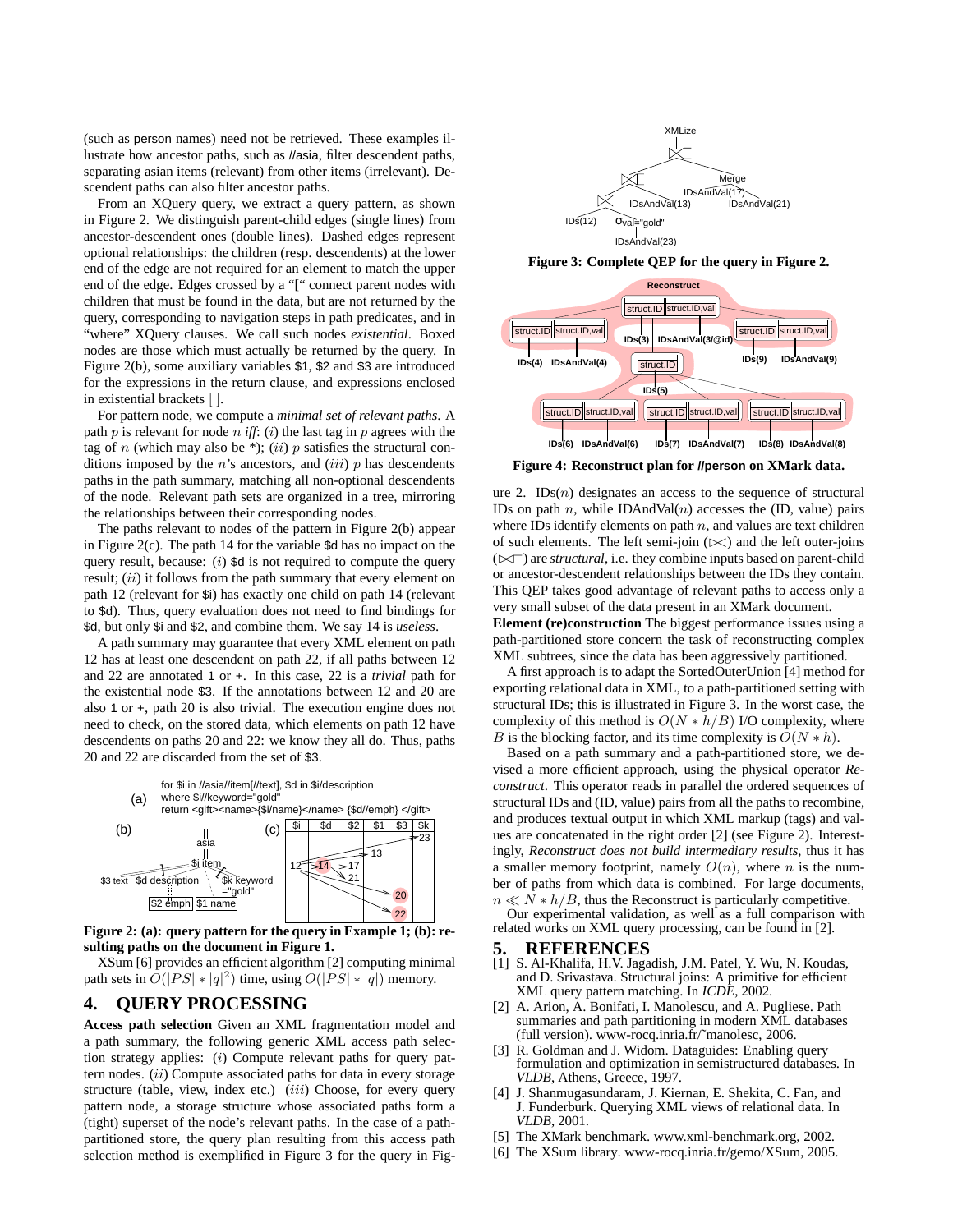(such as person names) need not be retrieved. These examples illustrate how ancestor paths, such as //asia, filter descendent paths, separating asian items (relevant) from other items (irrelevant). Descendent paths can also filter ancestor paths.

From an XQuery query, we extract a query pattern, as shown in Figure 2. We distinguish parent-child edges (single lines) from ancestor-descendent ones (double lines). Dashed edges represent optional relationships: the children (resp. descendents) at the lower end of the edge are not required for an element to match the upper end of the edge. Edges crossed by a "[" connect parent nodes with children that must be found in the data, but are not returned by the query, corresponding to navigation steps in path predicates, and in "where" XQuery clauses. We call such nodes *existential*. Boxed nodes are those which must actually be returned by the query. In Figure 2(b), some auxiliary variables $1, $2 and $3 are introduced for the expressions in the return clause, and expressions enclosed in existential brackets [ ].

For pattern node, we compute a *minimal set of relevant paths*. A path $p$ is relevant for node $n$ *iff*: $(i)$ the last tag in $p$ agrees with the tag of $n$ (which may also be *); $(ii)$ $p$ satisfies the structural conditions imposed by the $n$'s ancestors, and $(iii)$ $p$ has descendents paths in the path summary, matching all non-optional descendents of the node. Relevant path sets are organized in a tree, mirroring the relationships between their corresponding nodes.

The paths relevant to nodes of the pattern in Figure 2(b) appear in Figure 2(c). The path 14 for the variable $d has no impact on the query result, because: $(i)$ $d is not required to compute the query result; $(ii)$ it follows from the path summary that every element on path 12 (relevant for $i) has exactly one child on path 14 (relevant to $d). Thus, query evaluation does not need to find bindings for $d, but only $i and $2, and combine them. We say 14 is *useless*.

A path summary may guarantee that every XML element on path 12 has at least one descendent on path 22, if all paths between 12 and 22 are annotated 1 or +. In this case, 22 is a *trivial* path for the existential node $3. If the annotations between 12 and 20 are also 1 or +, path 20 is also trivial. The execution engine does not need to check, on the stored data, which elements on path 12 have descendents on paths 20 and 22: we know they all do. Thus, paths 20 and 22 are discarded from the set of $3.

(a) for $i in //asia//item[//text], $d in $i/description
where $i//keyword="gold"
return <gift><name>{$i/name}</name> {$d//emph} </gift>

(b) asia, $i item, $3 text, $d description, $k keyword ="gold", $2 emph, $1 name

(c) $i $d $2 $1 $3 $k
12, 14, 17, 21, 13, 23, 20, 22

Figure 2: (a): query pattern for the query in Example 1; (b): resulting paths on the document in Figure 1.

XSum [6] provides an efficient algorithm [2] computing minimal path sets in $O(|PS| * |q|^2)$ time, using $O(|PS| * |q|)$ memory.

## 4. QUERY PROCESSING

**Access path selection** Given an XML fragmentation model and a path summary, the following generic XML access path selection strategy applies: $(i)$ Compute relevant paths for query pattern nodes. $(ii)$ Compute associated paths for data in every storage structure (table, view, index etc.) $(iii)$ Choose, for every query pattern node, a storage structure whose associated paths form a (tight) superset of the node's relevant paths. In the case of a path-partitioned store, the query plan resulting from this access path selection method is exemplified in Figure 3 for the query in Figure 2. IDs($n$) designates an access to the sequence of structural IDs on path $n$, while IDAndVal($n$) accesses the (ID, value) pairs where IDs identify elements on path $n$, and values are text children of such elements. The left semi-join (⋉) and the left outer-joins (⟕) are *structural*, i.e. they combine inputs based on parent-child or ancestor-descendent relationships between the IDs they contain. This QEP takes good advantage of relevant paths to access only a very small subset of the data present in an XMark document.

XMLize, Merge, IDsAndVal(17), IDsAndVal(13), IDsAndVal(21), IDs(12), $\sigma_{val=\text{"gold"}}$, IDsAndVal(23)

Figure 3: Complete QEP for the query in Figure 2.

Reconstruct, struct.ID, struct.ID,val, IDs(3), IDsAndVal(3/@id), IDs(4), IDsAndVal(4), IDs(9), IDsAndVal(9), IDs(5), IDs(6), IDsAndVal(6), IDs(7), IDsAndVal(7), IDs(8), IDsAndVal(8)

Figure 4: Reconstruct plan for //person on XMark data.

**Element (re)construction** The biggest performance issues using a path-partitioned store concern the task of reconstructing complex XML subtrees, since the data has been aggressively partitioned.

A first approach is to adapt the SortedOuterUnion [4] method for exporting relational data in XML, to a path-partitioned setting with structural IDs; this is illustrated in Figure 3. In the worst case, the complexity of this method is $O(N * h/B)$ I/O complexity, where $B$ is the blocking factor, and its time complexity is $O(N * h)$.

Based on a path summary and a path-partitioned store, we devised a more efficient approach, using the physical operator *Reconstruct*. This operator reads in parallel the ordered sequences of structural IDs and (ID, value) pairs from all the paths to recombine, and produces textual output in which XML markup (tags) and values are concatenated in the right order [2] (see Figure 2). Interestingly, *Reconstruct does not build intermediary results*, thus it has a smaller memory footprint, namely $O(n)$, where $n$ is the number of paths from which data is combined. For large documents, $n \ll N * h/B$, thus the Reconstruct is particularly competitive.

Our experimental validation, as well as a full comparison with related works on XML query processing, can be found in [2].

## 5. REFERENCES

[1] S. Al-Khalifa, H.V. Jagadish, J.M. Patel, Y. Wu, N. Koudas, and D. Srivastava. Structural joins: A primitive for efficient XML query pattern matching. In *ICDE*, 2002.

[2] A. Arion, A. Bonifati, I. Manolescu, and A. Pugliese. Path summaries and path partitioning in modern XML databases (full version). www-rocq.inria.fr/˜manolesc, 2006.

[3] R. Goldman and J. Widom. Dataguides: Enabling query formulation and optimization in semistructured databases. In *VLDB*, Athens, Greece, 1997.

[4] J. Shanmugasundaram, J. Kiernan, E. Shekita, C. Fan, and J. Funderburk. Querying XML views of relational data. In *VLDB*, 2001.

[5] The XMark benchmark. www.xml-benchmark.org, 2002.

[6] The XSum library. www-rocq.inria.fr/gemo/XSum, 2005.